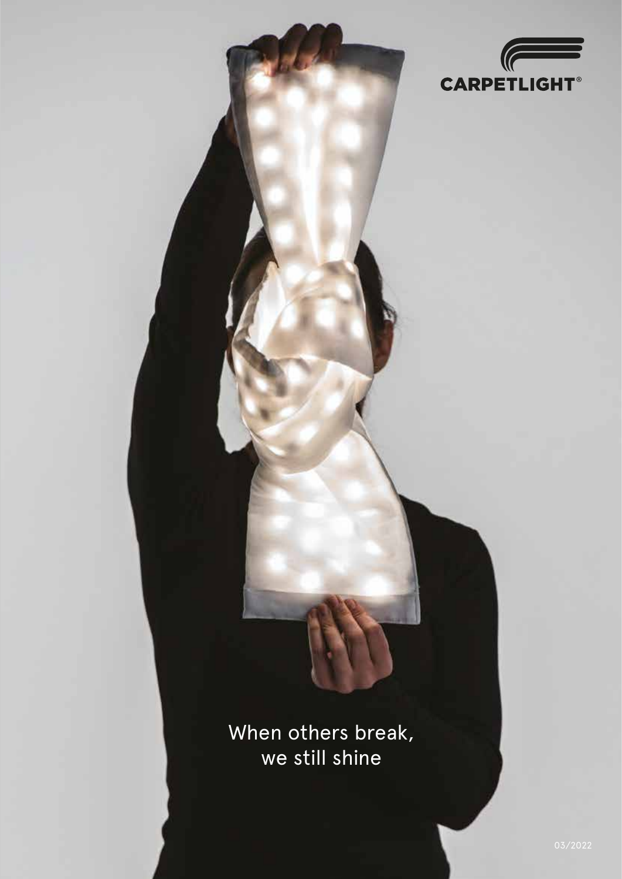CARPETLIGHT®

When others break,
we still shine

03/2022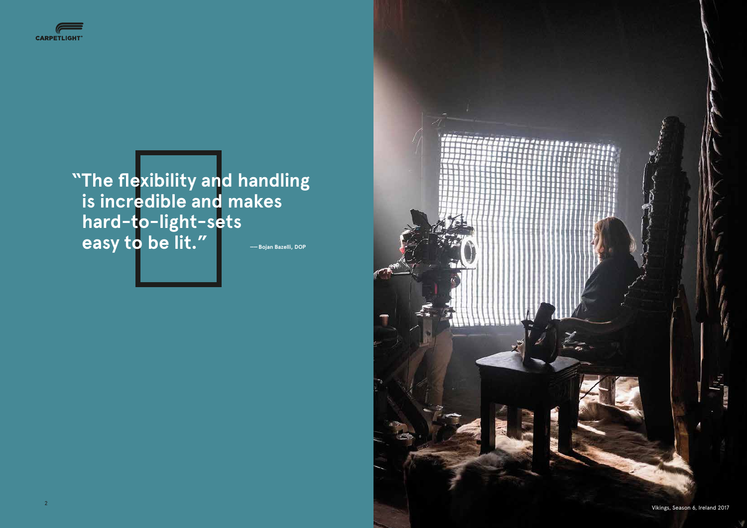"The flexibility and handling is incredible and makes hard-to-light-sets easy to be lit."

— Bojan Bazelli, DOP

Vikings, Season 6, Ireland 2017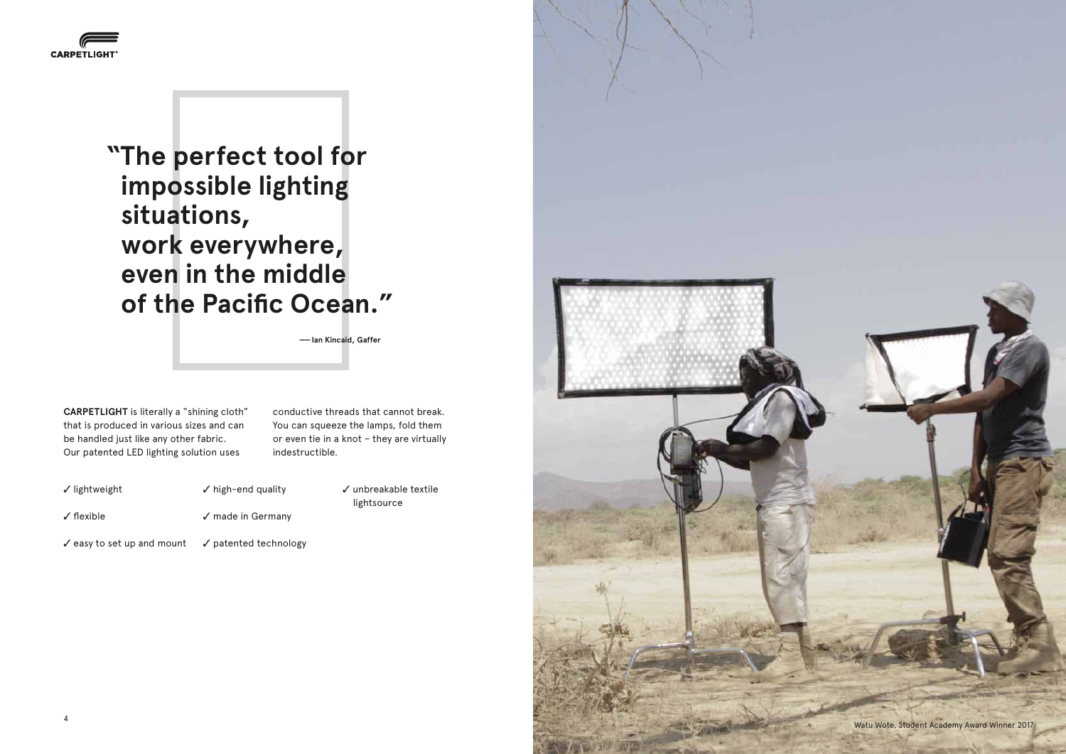# "The perfect tool for impossible lighting situations, work everywhere, even in the middle of the Pacific Ocean."

**— Ian Kincaid, Gaffer**

**CARPETLIGHT** is literally a "shining cloth" that is produced in various sizes and can be handled just like any other fabric. Our patented LED lighting solution uses conductive threads that cannot break. You can squeeze the lamps, fold them or even tie in a knot – they are virtually indestructible.

- ✓ lightweight
- ✓ flexible
- ✓ easy to set up and mount
- ✓ high-end quality
- ✓ made in Germany
- ✓ patented technology
- ✓ unbreakable textile lightsource

Watu Wote, Student Academy Award Winner 2017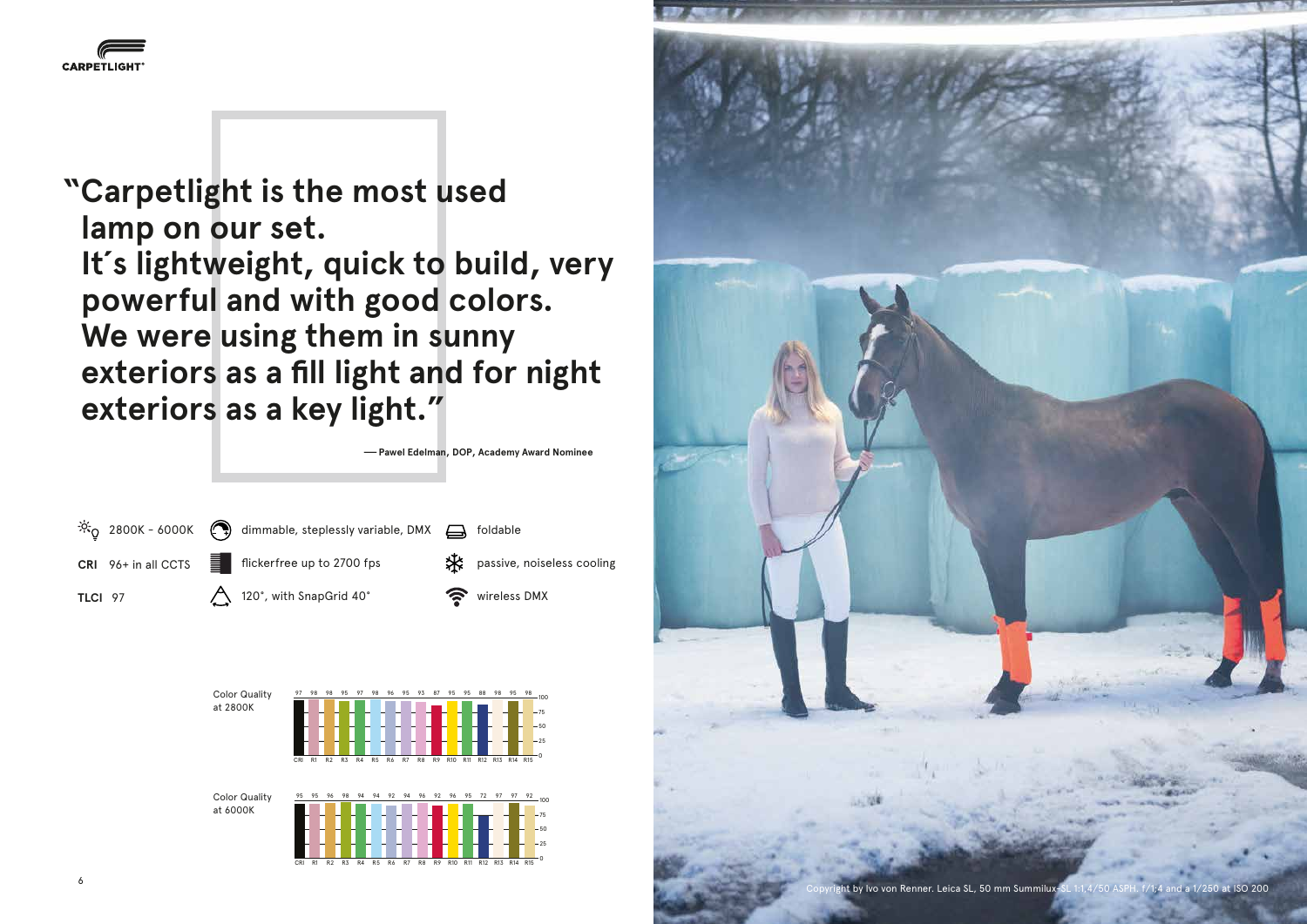CARPETLIGHT®

# "Carpetlight is the most used lamp on our set. It´s lightweight, quick to build, very powerful and with good colors. We were using them in sunny exteriors as a fill light and for night exteriors as a key light."

— **Pawel Edelman, DOP, Academy Award Nominee**

- 2800K - 6000K
- **CRI** 96+ in all CCTS
- **TLCI** 97
- dimmable, steplessly variable, DMX
- flickerfree up to 2700 fps
- 120°, with SnapGrid 40°
- foldable
- passive, noiseless cooling
- wireless DMX

Color Quality at 2800K

| CRI | R1 | R2 | R3 | R4 | R5 | R6 | R7 | R8 | R9 | R10 | R11 | R12 | R13 | R14 | R15 |
|---|---|---|---|---|---|---|---|---|---|---|---|---|---|---|---|
| 97 | 98 | 98 | 95 | 97 | 98 | 96 | 95 | 93 | 87 | 95 | 95 | 88 | 98 | 95 | 98 |

Color Quality at 6000K

| CRI | R1 | R2 | R3 | R4 | R5 | R6 | R7 | R8 | R9 | R10 | R11 | R12 | R13 | R14 | R15 |
|---|---|---|---|---|---|---|---|---|---|---|---|---|---|---|---|
| 95 | 95 | 96 | 98 | 94 | 94 | 92 | 94 | 96 | 92 | 96 | 95 | 72 | 97 | 97 | 92 |

Copyright by Ivo von Renner. Leica SL, 50 mm Summilux-SL 1:1,4/50 ASPH. f/1,4 and a 1/250 at ISO 200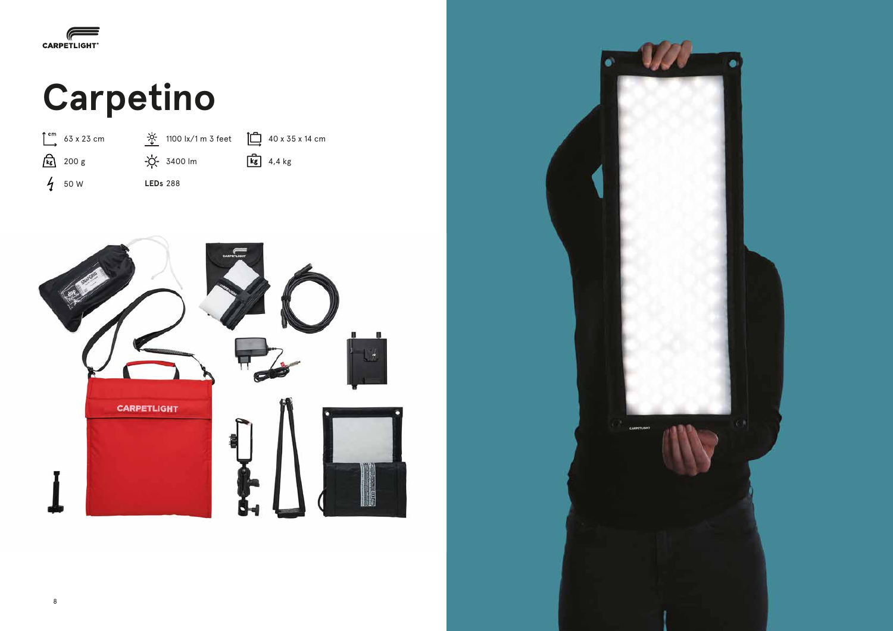# Carpetino

| | | |
|---|---|---|
| 63 x 23 cm | 1100 lx/1 m 3 feet | 40 x 35 x 14 cm |
| 200 g | 3400 lm | 4,4 kg |
| 50 W | **LEDs** 288 | |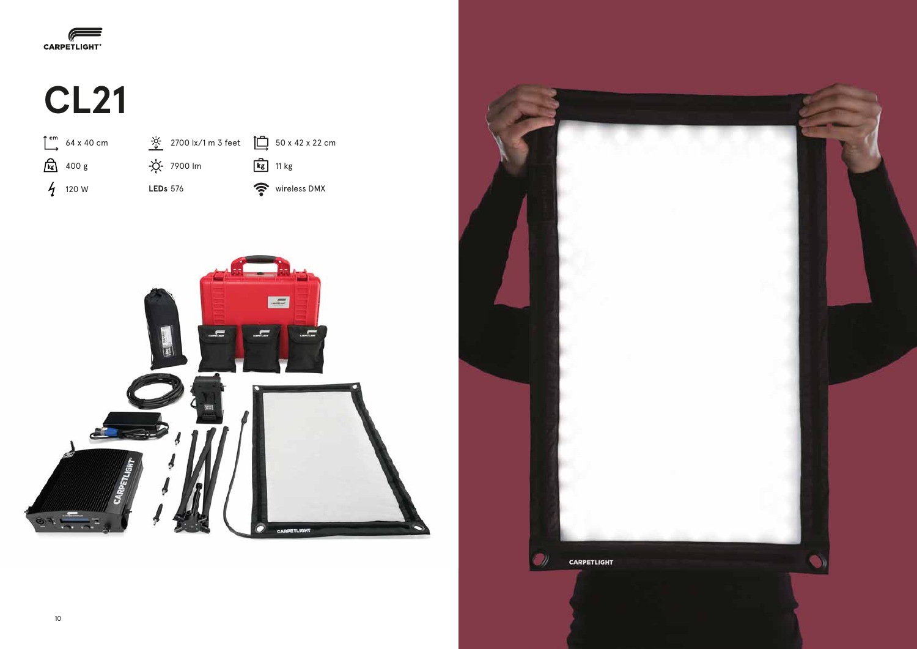# CL21

| | | |
|---|---|---|
| 64 x 40 cm | 2700 lx/1 m 3 feet | 50 x 42 x 22 cm |
| 400 g | 7900 lm | 11 kg |
| 120 W | **LEDs** 576 | wireless DMX |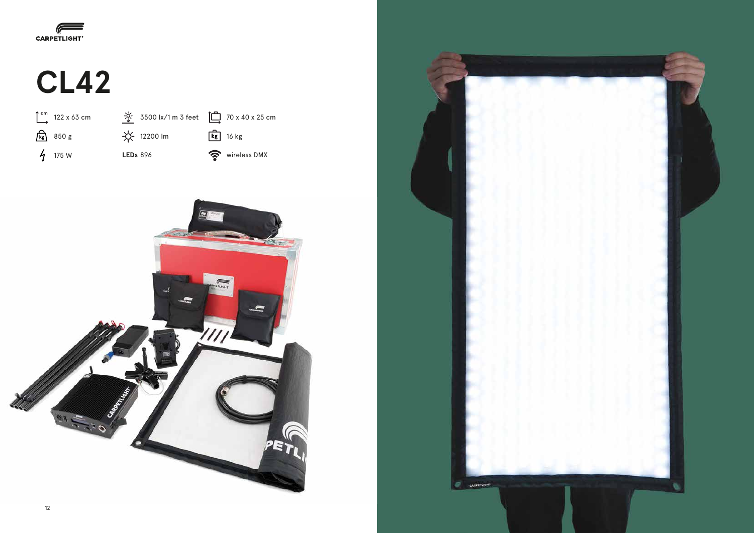CARPETLIGHT®

# CL42

| | | |
|---|---|---|
| 122 x 63 cm | 3500 lx/1 m 3 feet | 70 x 40 x 25 cm |
| 850 g | 12200 lm | 16 kg |
| 175 W | **LEDs** 896 | wireless DMX |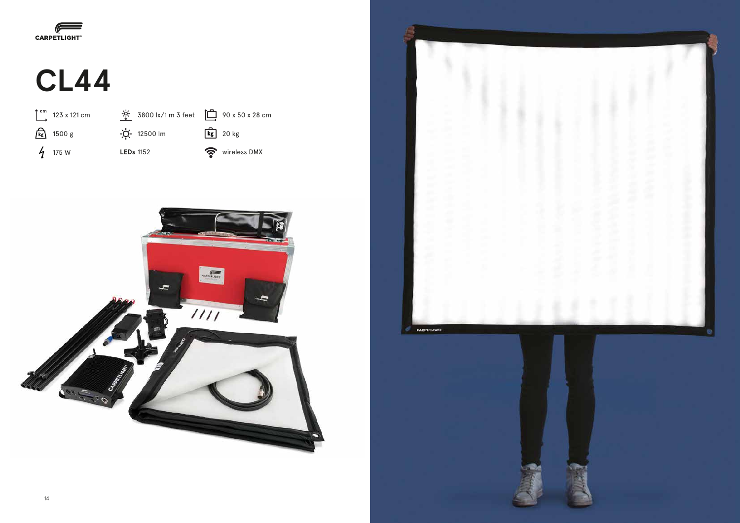CARPETLIGHT®

# CL44

| | | |
|---|---|---|
| 123 x 121 cm | 3800 lx/1 m 3 feet | 90 x 50 x 28 cm |
| 1500 g | 12500 lm | 20 kg |
| 175 W | **LEDs** 1152 | wireless DMX |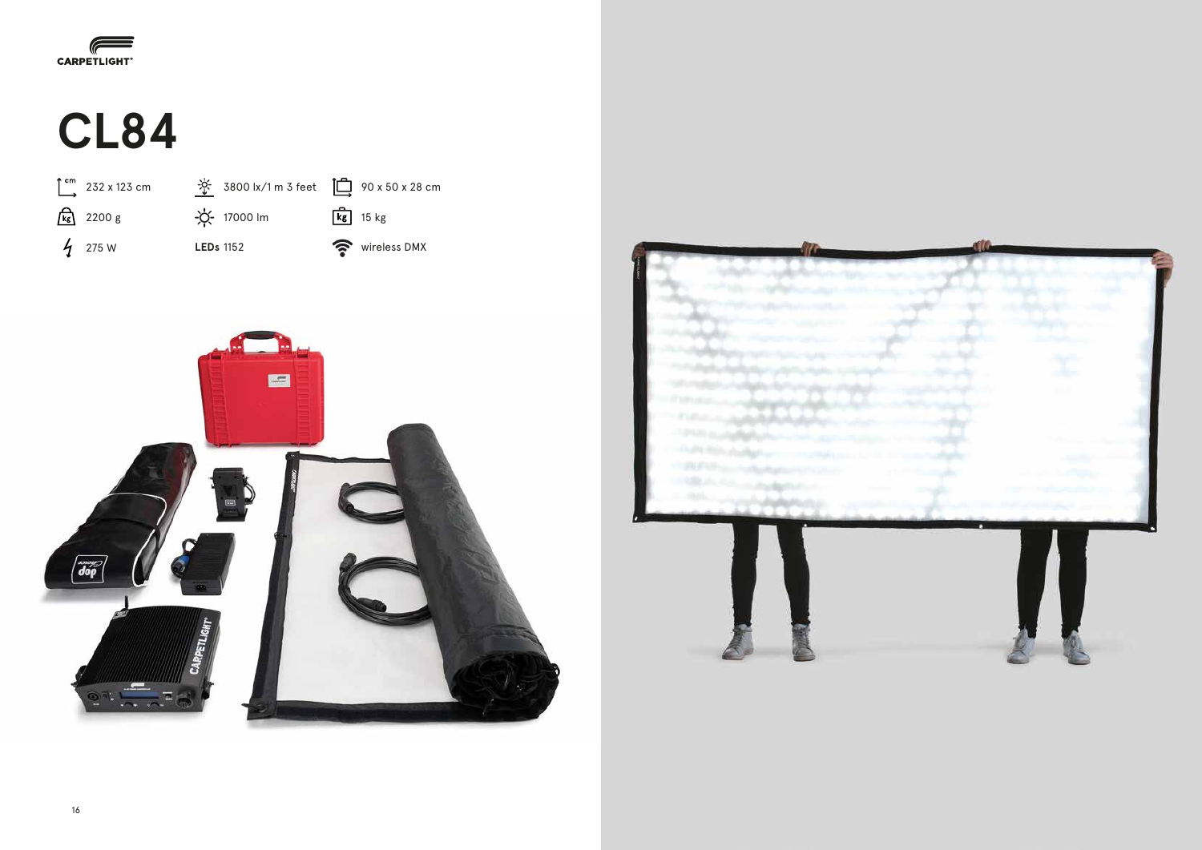CARPETLIGHT®

# CL84

| | | |
|---|---|---|
| 232 x 123 cm | 3800 lx/1 m 3 feet | 90 x 50 x 28 cm |
| 2200 g | 17000 lm | 15 kg |
| 275 W | **LEDs** 1152 | wireless DMX |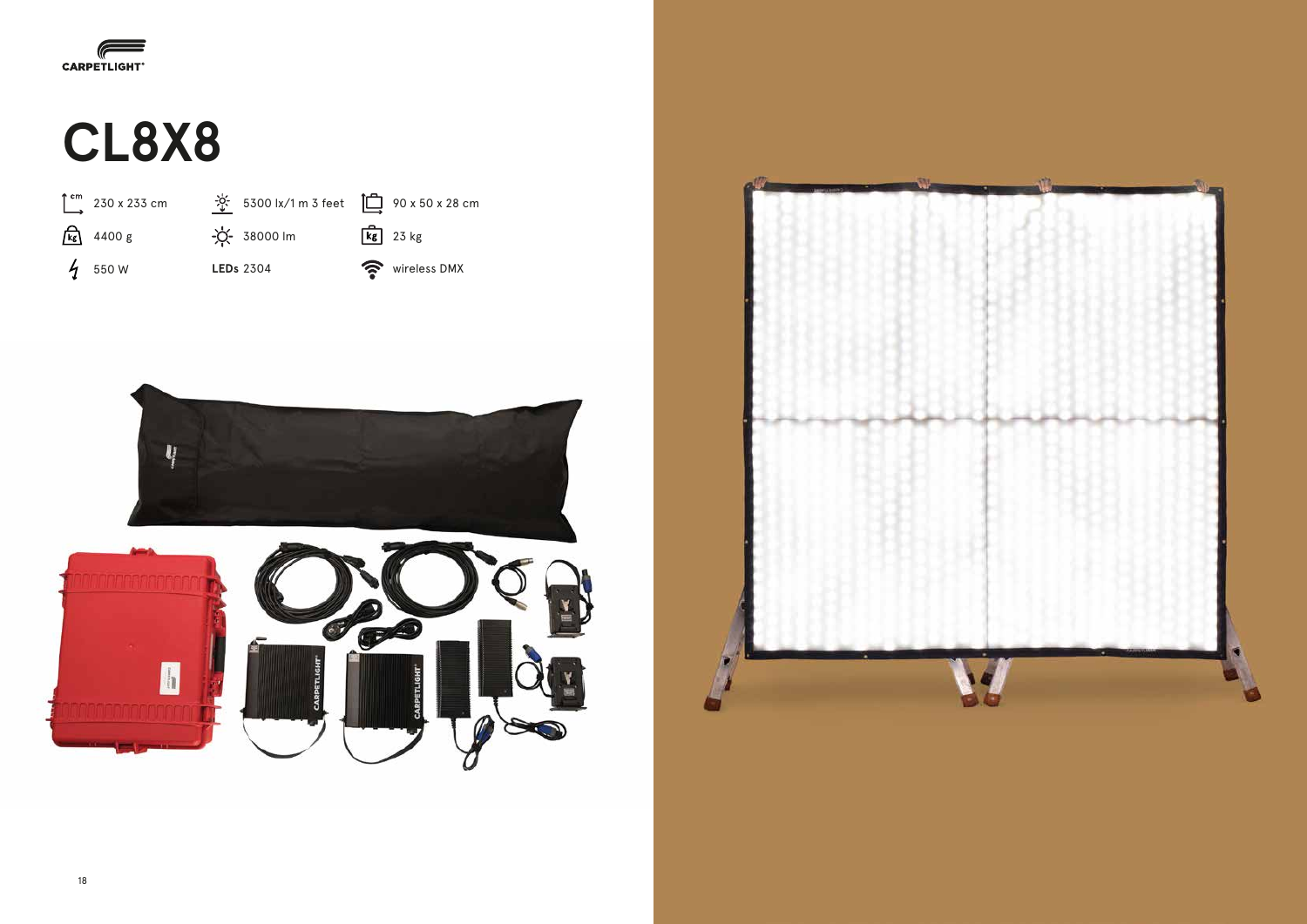CARPETLIGHT®

# CL8X8

| | | |
|---|---|---|
| 230 x 233 cm | 5300 lx/1 m 3 feet | 90 x 50 x 28 cm |
| 4400 g | 38000 lm | 23 kg |
| 550 W | **LEDs** 2304 | wireless DMX |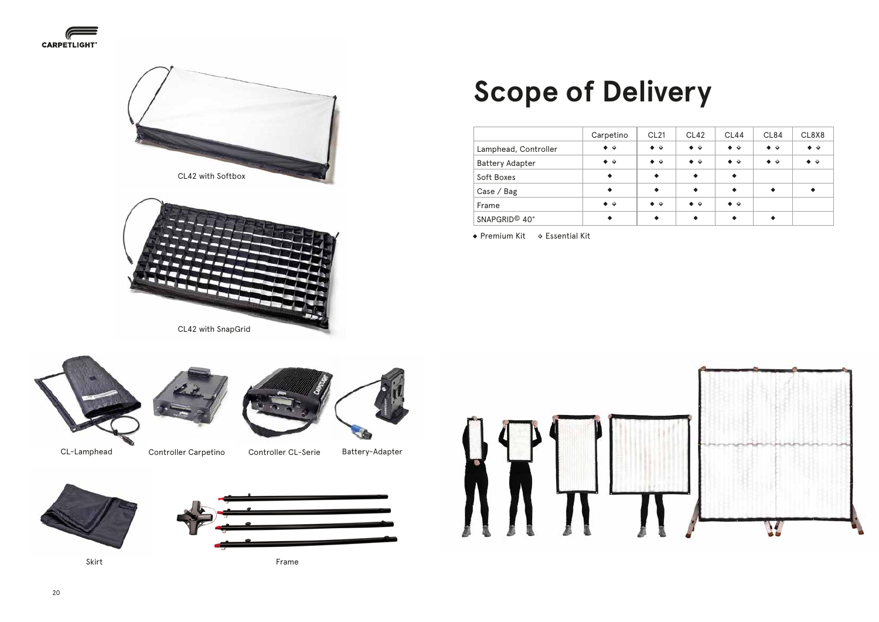CL42 with Softbox

CL42 with SnapGrid

CL-Lamphead

Controller Carpetino

Controller CL-Serie

Battery-Adapter

Skirt

Frame

# Scope of Delivery

| | Carpetino | CL21 | CL42 | CL44 | CL84 | CL8X8 |
|---|---|---|---|---|---|---|
| Lamphead, Controller | ◆ ◇ | ◆ ◇ | ◆ ◇ | ◆ ◇ | ◆ ◇ | ◆ ◇ |
| Battery Adapter | ◆ ◇ | ◆ ◇ | ◆ ◇ | ◆ ◇ | ◆ ◇ | ◆ ◇ |
| Soft Boxes | ◆ | ◆ | ◆ | ◆ | | |
| Case / Bag | ◆ | ◆ | ◆ | ◆ | ◆ | ◆ |
| Frame | ◆ ◇ | ◆ ◇ | ◆ ◇ | ◆ ◇ | | |
| SNAPGRID© 40° | ◆ | ◆ | ◆ | ◆ | ◆ | |

◆ Premium Kit ◇ Essential Kit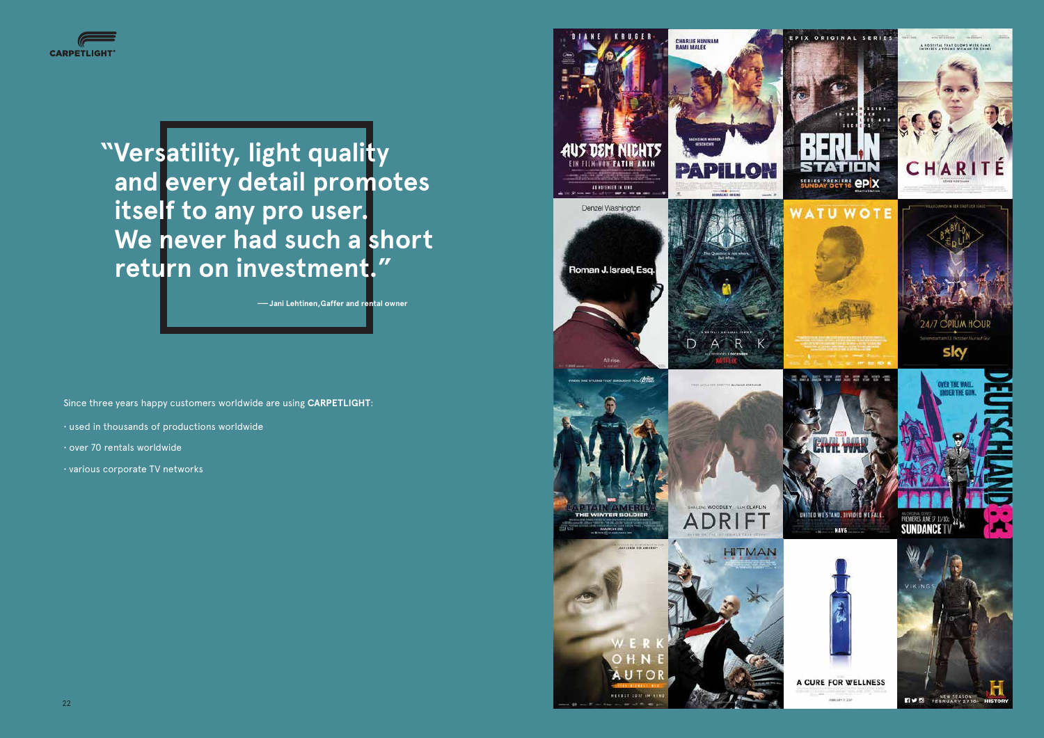> "Versatility, light quality and every detail promotes itself to any pro user. We never had such a short return on investment."
>
> — Jani Lehtinen, Gaffer and rental owner

Since three years happy customers worldwide are using **CARPETLIGHT**:

- used in thousands of productions worldwide
- over 70 rentals worldwide
- various corporate TV networks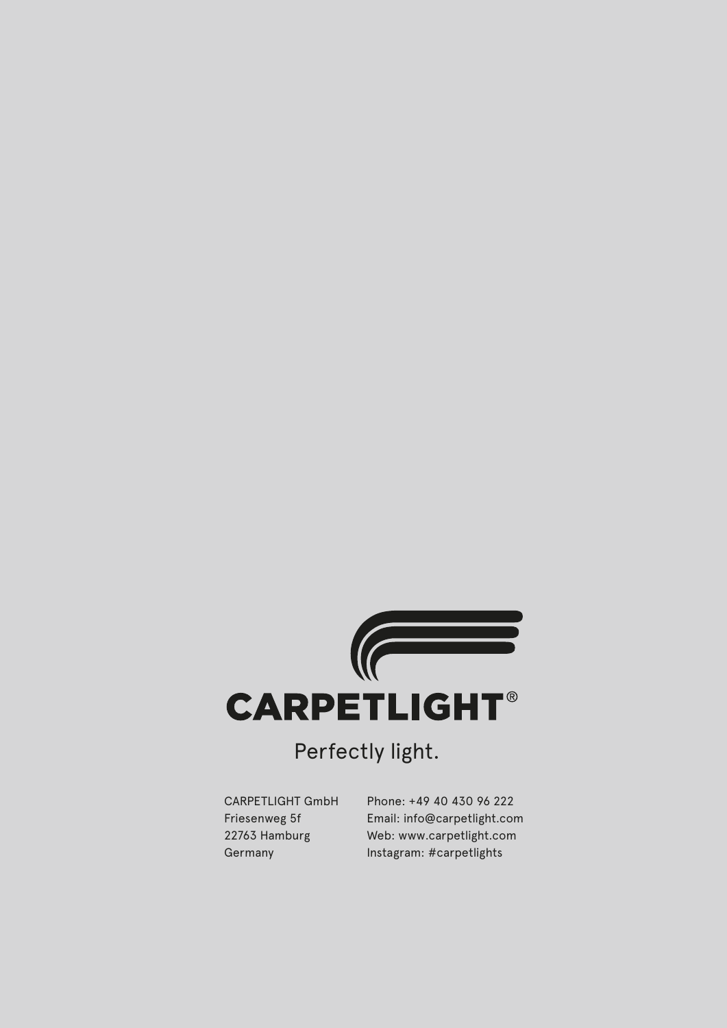CARPETLIGHT®

Perfectly light.

CARPETLIGHT GmbH
Friesenweg 5f
22763 Hamburg
Germany

Phone: +49 40 430 96 222
Email: info@carpetlight.com
Web: www.carpetlight.com
Instagram: #carpetlights